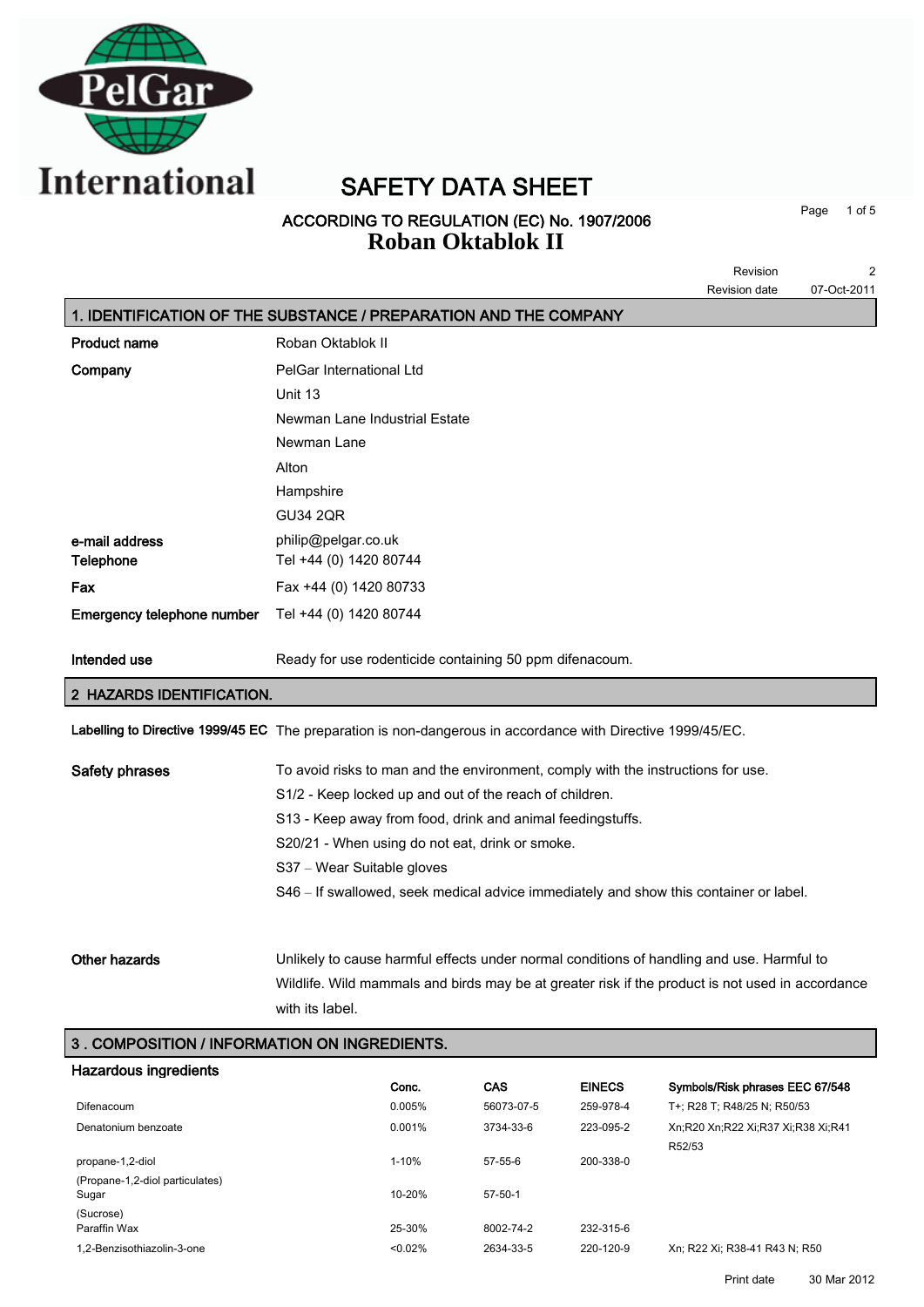# SAFETY DATA SHEET

**ACCORDING TO REGULATION (EC) No. 1907/2006**

## Roban Oktablok II

Revision 2

Revision date 07-Oct-2011

## 1. IDENTIFICATION OF THE SUBSTANCE / PREPARATION AND THE COMPANY

**Product name** Roban Oktablok II

**Company** PelGar International Ltd
Unit 13
Newman Lane Industrial Estate
Newman Lane
Alton
Hampshire
GU34 2QR

**e-mail address** philip@pelgar.co.uk

**Telephone** Tel +44 (0) 1420 80744

**Fax** Fax +44 (0) 1420 80733

**Emergency telephone number** Tel +44 (0) 1420 80744

**Intended use** Ready for use rodenticide containing 50 ppm difenacoum.

## 2 HAZARDS IDENTIFICATION.

**Labelling to Directive 1999/45 EC** The preparation is non-dangerous in accordance with Directive 1999/45/EC.

**Safety phrases**
To avoid risks to man and the environment, comply with the instructions for use.
S1/2 - Keep locked up and out of the reach of children.
S13 - Keep away from food, drink and animal feedingstuffs.
S20/21 - When using do not eat, drink or smoke.
S37 – Wear Suitable gloves
S46 – If swallowed, seek medical advice immediately and show this container or label.

**Other hazards** Unlikely to cause harmful effects under normal conditions of handling and use. Harmful to Wildlife. Wild mammals and birds may be at greater risk if the product is not used in accordance with its label.

## 3 . COMPOSITION / INFORMATION ON INGREDIENTS.

### Hazardous ingredients

| | Conc. | CAS | EINECS | Symbols/Risk phrases EEC 67/548 |
|---|---|---|---|---|
| Difenacoum | 0.005% | 56073-07-5 | 259-978-4 | T+; R28 T; R48/25 N; R50/53 |
| Denatonium benzoate | 0.001% | 3734-33-6 | 223-095-2 | Xn;R20 Xn;R22 Xi;R37 Xi;R38 Xi;R41 R52/53 |
| propane-1,2-diol (Propane-1,2-diol particulates) | 1-10% | 57-55-6 | 200-338-0 | |
| Sugar (Sucrose) | 10-20% | 57-50-1 | | |
| Paraffin Wax | 25-30% | 8002-74-2 | 232-315-6 | |
| 1,2-Benzisothiazolin-3-one | <0.02% | 2634-33-5 | 220-120-9 | Xn; R22 Xi; R38-41 R43 N; R50 |

Print date 30 Mar 2012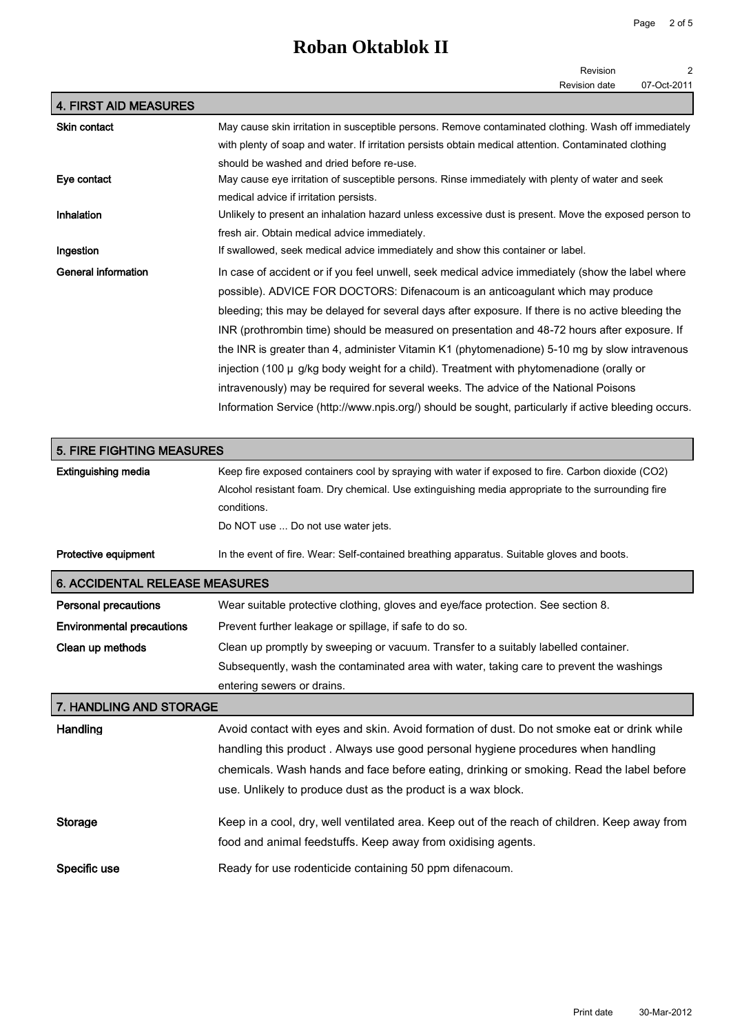## 4. FIRST AID MEASURES

| | |
|---|---|
| **Skin contact** | May cause skin irritation in susceptible persons. Remove contaminated clothing. Wash off immediately with plenty of soap and water. If irritation persists obtain medical attention. Contaminated clothing should be washed and dried before re-use. |
| **Eye contact** | May cause eye irritation of susceptible persons. Rinse immediately with plenty of water and seek medical advice if irritation persists. |
| **Inhalation** | Unlikely to present an inhalation hazard unless excessive dust is present. Move the exposed person to fresh air. Obtain medical advice immediately. |
| **Ingestion** | If swallowed, seek medical advice immediately and show this container or label. |
| **General information** | In case of accident or if you feel unwell, seek medical advice immediately (show the label where possible). ADVICE FOR DOCTORS: Difenacoum is an anticoagulant which may produce bleeding; this may be delayed for several days after exposure. If there is no active bleeding the INR (prothrombin time) should be measured on presentation and 48-72 hours after exposure. If the INR is greater than 4, administer Vitamin K1 (phytomenadione) 5-10 mg by slow intravenous injection (100 µ g/kg body weight for a child). Treatment with phytomenadione (orally or intravenously) may be required for several weeks. The advice of the National Poisons Information Service (http://www.npis.org/) should be sought, particularly if active bleeding occurs. |

## 5. FIRE FIGHTING MEASURES

| | |
|---|---|
| **Extinguishing media** | Keep fire exposed containers cool by spraying with water if exposed to fire. Carbon dioxide ($CO_2$) Alcohol resistant foam. Dry chemical. Use extinguishing media appropriate to the surrounding fire conditions.<br>Do NOT use ... Do not use water jets. |
| **Protective equipment** | In the event of fire. Wear: Self-contained breathing apparatus. Suitable gloves and boots. |

## 6. ACCIDENTAL RELEASE MEASURES

| | |
|---|---|
| **Personal precautions** | Wear suitable protective clothing, gloves and eye/face protection. See section 8. |
| **Environmental precautions** | Prevent further leakage or spillage, if safe to do so. |
| **Clean up methods** | Clean up promptly by sweeping or vacuum. Transfer to a suitably labelled container. Subsequently, wash the contaminated area with water, taking care to prevent the washings entering sewers or drains. |

## 7. HANDLING AND STORAGE

| | |
|---|---|
| **Handling** | Avoid contact with eyes and skin. Avoid formation of dust. Do not smoke eat or drink while handling this product . Always use good personal hygiene procedures when handling chemicals. Wash hands and face before eating, drinking or smoking. Read the label before use. Unlikely to produce dust as the product is a wax block. |
| **Storage** | Keep in a cool, dry, well ventilated area. Keep out of the reach of children. Keep away from food and animal feedstuffs. Keep away from oxidising agents. |
| **Specific use** | Ready for use rodenticide containing 50 ppm difenacoum. |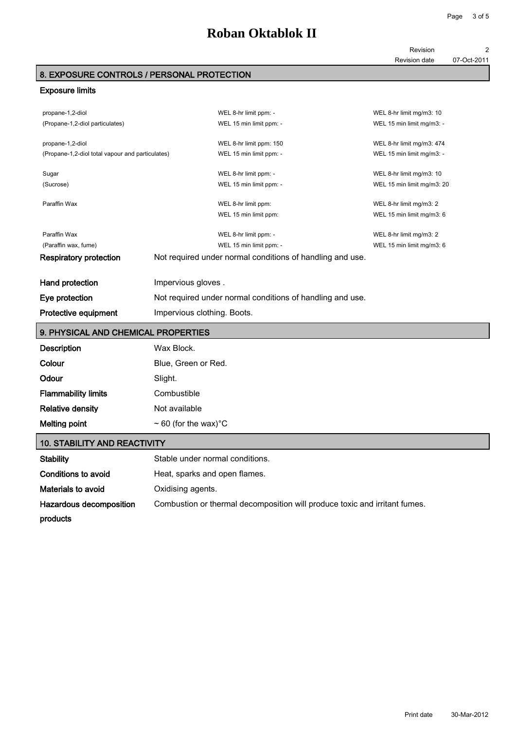# Roban Oktablok II

Revision 2
Revision date 07-Oct-2011

## 8. EXPOSURE CONTROLS / PERSONAL PROTECTION

### Exposure limits

| | | |
|---|---|---|
| propane-1,2-diol | WEL 8-hr limit ppm: - | WEL 8-hr limit mg/m3: 10 |
| (Propane-1,2-diol particulates) | WEL 15 min limit ppm: - | WEL 15 min limit mg/m3: - |
| propane-1,2-diol | WEL 8-hr limit ppm: 150 | WEL 8-hr limit mg/m3: 474 |
| (Propane-1,2-diol total vapour and particulates) | WEL 15 min limit ppm: - | WEL 15 min limit mg/m3: - |
| Sugar | WEL 8-hr limit ppm: - | WEL 8-hr limit mg/m3: 10 |
| (Sucrose) | WEL 15 min limit ppm: - | WEL 15 min limit mg/m3: 20 |
| Paraffin Wax | WEL 8-hr limit ppm: | WEL 8-hr limit mg/m3: 2 |
| | WEL 15 min limit ppm: | WEL 15 min limit mg/m3: 6 |
| Paraffin Wax | WEL 8-hr limit ppm: - | WEL 8-hr limit mg/m3: 2 |
| (Paraffin wax, fume) | WEL 15 min limit ppm: - | WEL 15 min limit mg/m3: 6 |

**Respiratory protection** Not required under normal conditions of handling and use.

**Hand protection** Impervious gloves .

**Eye protection** Not required under normal conditions of handling and use.

**Protective equipment** Impervious clothing. Boots.

## 9. PHYSICAL AND CHEMICAL PROPERTIES

**Description** Wax Block.

**Colour** Blue, Green or Red.

**Odour** Slight.

**Flammability limits** Combustible

**Relative density** Not available

**Melting point** ~ 60 (for the wax)°C

## 10. STABILITY AND REACTIVITY

**Stability** Stable under normal conditions.

**Conditions to avoid** Heat, sparks and open flames.

**Materials to avoid** Oxidising agents.

**Hazardous decomposition products** Combustion or thermal decomposition will produce toxic and irritant fumes.

Print date 30-Mar-2012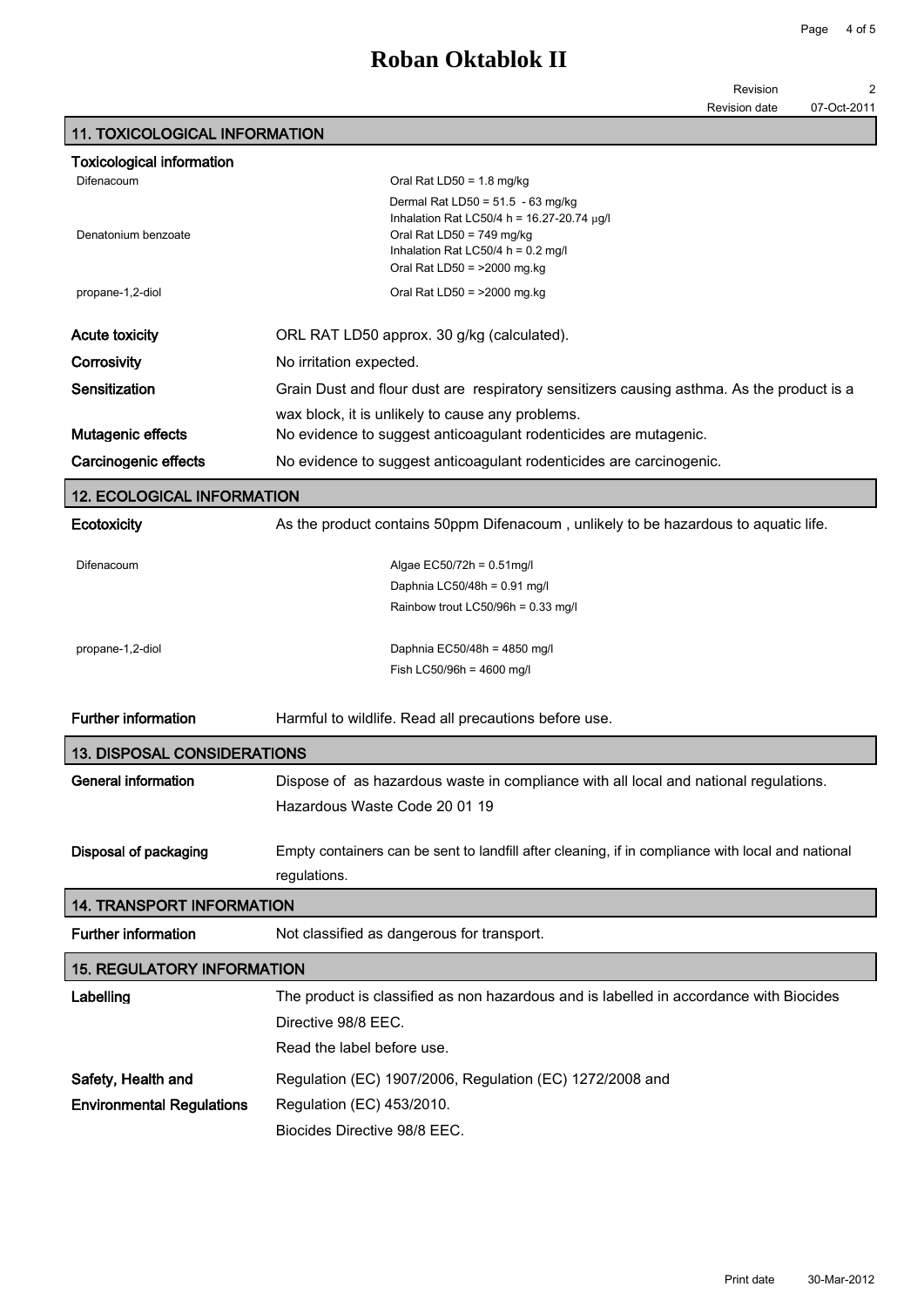# Roban Oktablok II

Revision 2
Revision date 07-Oct-2011

## 11. TOXICOLOGICAL INFORMATION

### Toxicological information

| | |
|---|---|
| Difenacoum | Oral Rat LD50 = 1.8 mg/kg |
| | Dermal Rat LD50 = 51.5 - 63 mg/kg |
| | Inhalation Rat LC50/4 h = 16.27-20.74 μg/l |
| Denatonium benzoate | Oral Rat LD50 = 749 mg/kg |
| | Inhalation Rat LC50/4 h = 0.2 mg/l |
| | Oral Rat LD50 = >2000 mg.kg |
| propane-1,2-diol | Oral Rat LD50 = >2000 mg.kg |

**Acute toxicity** ORL RAT LD50 approx. 30 g/kg (calculated).

**Corrosivity** No irritation expected.

**Sensitization** Grain Dust and flour dust are respiratory sensitizers causing asthma. As the product is a wax block, it is unlikely to cause any problems.

**Mutagenic effects** No evidence to suggest anticoagulant rodenticides are mutagenic.

**Carcinogenic effects** No evidence to suggest anticoagulant rodenticides are carcinogenic.

## 12. ECOLOGICAL INFORMATION

**Ecotoxicity** As the product contains 50ppm Difenacoum , unlikely to be hazardous to aquatic life.

| | |
|---|---|
| Difenacoum | Algae EC50/72h = 0.51mg/l |
| | Daphnia LC50/48h = 0.91 mg/l |
| | Rainbow trout LC50/96h = 0.33 mg/l |
| propane-1,2-diol | Daphnia EC50/48h = 4850 mg/l |
| | Fish LC50/96h = 4600 mg/l |

**Further information** Harmful to wildlife. Read all precautions before use.

## 13. DISPOSAL CONSIDERATIONS

**General information** Dispose of as hazardous waste in compliance with all local and national regulations. Hazardous Waste Code 20 01 19

**Disposal of packaging** Empty containers can be sent to landfill after cleaning, if in compliance with local and national regulations.

## 14. TRANSPORT INFORMATION

**Further information** Not classified as dangerous for transport.

## 15. REGULATORY INFORMATION

**Labelling** The product is classified as non hazardous and is labelled in accordance with Biocides Directive 98/8 EEC.
Read the label before use.

**Safety, Health and Environmental Regulations** Regulation (EC) 1907/2006, Regulation (EC) 1272/2008 and Regulation (EC) 453/2010.
Biocides Directive 98/8 EEC.

Print date 30-Mar-2012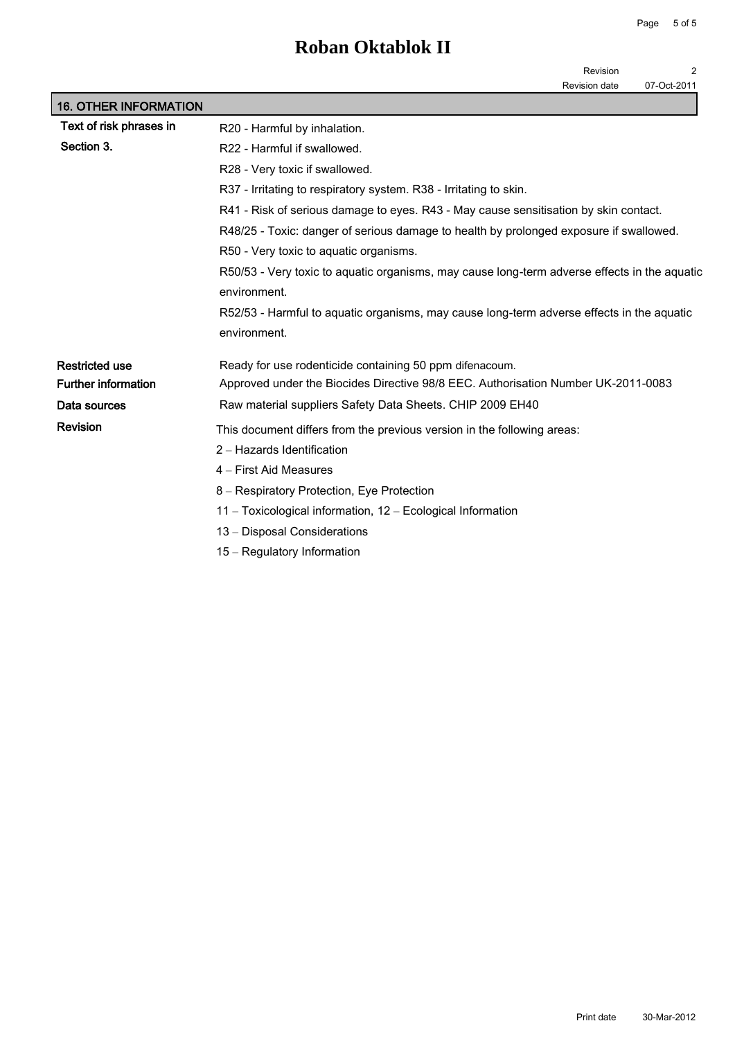# Roban Oktablok II

Revision 2
Revision date 07-Oct-2011

## 16. OTHER INFORMATION

| | |
|---|---|
| Text of risk phrases in Section 3. | R20 - Harmful by inhalation.<br>R22 - Harmful if swallowed.<br>R28 - Very toxic if swallowed.<br>R37 - Irritating to respiratory system. R38 - Irritating to skin.<br>R41 - Risk of serious damage to eyes. R43 - May cause sensitisation by skin contact.<br>R48/25 - Toxic: danger of serious damage to health by prolonged exposure if swallowed.<br>R50 - Very toxic to aquatic organisms.<br>R50/53 - Very toxic to aquatic organisms, may cause long-term adverse effects in the aquatic environment.<br>R52/53 - Harmful to aquatic organisms, may cause long-term adverse effects in the aquatic environment. |
| Restricted use | Ready for use rodenticide containing 50 ppm difenacoum. |
| Further information | Approved under the Biocides Directive 98/8 EEC. Authorisation Number UK-2011-0083 |
| Data sources | Raw material suppliers Safety Data Sheets. CHIP 2009 EH40 |
| Revision | This document differs from the previous version in the following areas:<br>2 – Hazards Identification<br>4 – First Aid Measures<br>8 – Respiratory Protection, Eye Protection<br>11 – Toxicological information, 12 – Ecological Information<br>13 – Disposal Considerations<br>15 – Regulatory Information |

Print date 30-Mar-2012